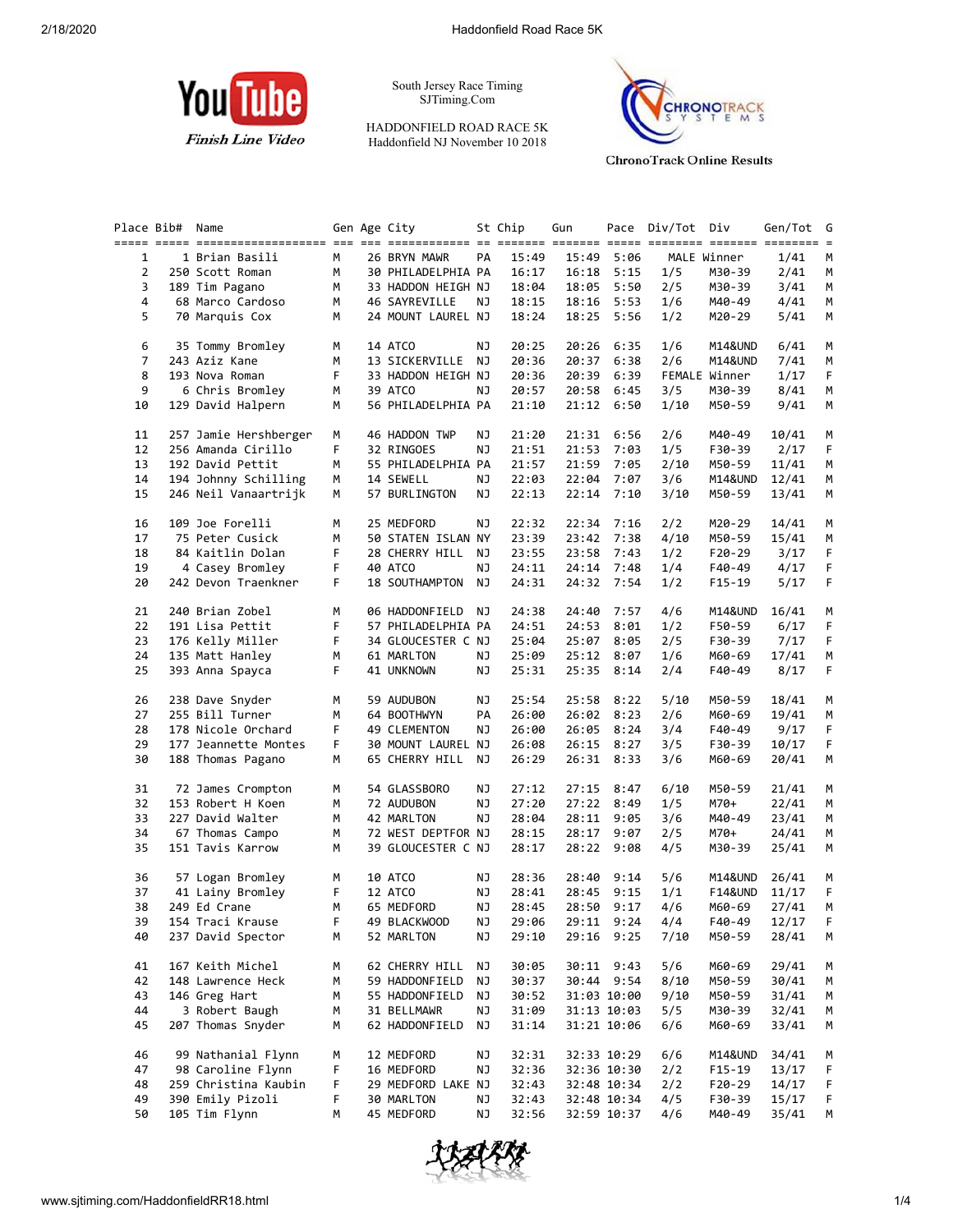South Jersey Race Timing
SJTiming.Com

HADDONFIELD ROAD RACE 5K
Haddonfield NJ November 10 2018

YouTube Finish Line Video

ChronoTrack Online Results

| Place | Bib# | Name | Gen | Age | City | St | Chip | Gun | Pace | Div/Tot | Div | Gen/Tot | G |
|---|---|---|---|---|---|---|---|---|---|---|---|---|---|
| 1 | 1 | Brian Basili | M | 26 | BRYN MAWR | PA | 15:49 | 15:49 | 5:06 | MALE | Winner | 1/41 | M |
| 2 | 250 | Scott Roman | M | 30 | PHILADELPHIA | PA | 16:17 | 16:18 | 5:15 | 1/5 | M30-39 | 2/41 | M |
| 3 | 189 | Tim Pagano | M | 33 | HADDON HEIGH | NJ | 18:04 | 18:05 | 5:50 | 2/5 | M30-39 | 3/41 | M |
| 4 | 68 | Marco Cardoso | M | 46 | SAYREVILLE | NJ | 18:15 | 18:16 | 5:53 | 1/6 | M40-49 | 4/41 | M |
| 5 | 70 | Marquis Cox | M | 24 | MOUNT LAUREL | NJ | 18:24 | 18:25 | 5:56 | 1/2 | M20-29 | 5/41 | M |
| 6 | 35 | Tommy Bromley | M | 14 | ATCO | NJ | 20:25 | 20:26 | 6:35 | 1/6 | M14&UND | 6/41 | M |
| 7 | 243 | Aziz Kane | M | 13 | SICKERVILLE | NJ | 20:36 | 20:37 | 6:38 | 2/6 | M14&UND | 7/41 | M |
| 8 | 193 | Nova Roman | F | 33 | HADDON HEIGH | NJ | 20:36 | 20:39 | 6:39 | FEMALE | Winner | 1/17 | F |
| 9 | 6 | Chris Bromley | M | 39 | ATCO | NJ | 20:57 | 20:58 | 6:45 | 3/5 | M30-39 | 8/41 | M |
| 10 | 129 | David Halpern | M | 56 | PHILADELPHIA | PA | 21:10 | 21:12 | 6:50 | 1/10 | M50-59 | 9/41 | M |
| 11 | 257 | Jamie Hershberger | M | 46 | HADDON TWP | NJ | 21:20 | 21:31 | 6:56 | 2/6 | M40-49 | 10/41 | M |
| 12 | 256 | Amanda Cirillo | F | 32 | RINGOES | NJ | 21:51 | 21:53 | 7:03 | 1/5 | F30-39 | 2/17 | F |
| 13 | 192 | David Pettit | M | 55 | PHILADELPHIA | PA | 21:57 | 21:59 | 7:05 | 2/10 | M50-59 | 11/41 | M |
| 14 | 194 | Johnny Schilling | M | 14 | SEWELL | NJ | 22:03 | 22:04 | 7:07 | 3/6 | M14&UND | 12/41 | M |
| 15 | 246 | Neil Vanaartrijk | M | 57 | BURLINGTON | NJ | 22:13 | 22:14 | 7:10 | 3/10 | M50-59 | 13/41 | M |
| 16 | 109 | Joe Forelli | M | 25 | MEDFORD | NJ | 22:32 | 22:34 | 7:16 | 2/2 | M20-29 | 14/41 | M |
| 17 | 75 | Peter Cusick | M | 50 | STATEN ISLAN | NY | 23:39 | 23:42 | 7:38 | 4/10 | M50-59 | 15/41 | M |
| 18 | 84 | Kaitlin Dolan | F | 28 | CHERRY HILL | NJ | 23:55 | 23:58 | 7:43 | 1/2 | F20-29 | 3/17 | F |
| 19 | 4 | Casey Bromley | F | 40 | ATCO | NJ | 24:11 | 24:14 | 7:48 | 1/4 | F40-49 | 4/17 | F |
| 20 | 242 | Devon Traenkner | F | 18 | SOUTHAMPTON | NJ | 24:31 | 24:32 | 7:54 | 1/2 | F15-19 | 5/17 | F |
| 21 | 240 | Brian Zobel | M | 06 | HADDONFIELD | NJ | 24:38 | 24:40 | 7:57 | 4/6 | M14&UND | 16/41 | M |
| 22 | 191 | Lisa Pettit | F | 57 | PHILADELPHIA | PA | 24:51 | 24:53 | 8:01 | 1/2 | F50-59 | 6/17 | F |
| 23 | 176 | Kelly Miller | F | 34 | GLOUCESTER C | NJ | 25:04 | 25:07 | 8:05 | 2/5 | F30-39 | 7/17 | F |
| 24 | 135 | Matt Hanley | M | 61 | MARLTON | NJ | 25:09 | 25:12 | 8:07 | 1/6 | M60-69 | 17/41 | M |
| 25 | 393 | Anna Spayca | F | 41 | UNKNOWN | NJ | 25:31 | 25:35 | 8:14 | 2/4 | F40-49 | 8/17 | F |
| 26 | 238 | Dave Snyder | M | 59 | AUDUBON | NJ | 25:54 | 25:58 | 8:22 | 5/10 | M50-59 | 18/41 | M |
| 27 | 255 | Bill Turner | M | 64 | BOOTHWYN | PA | 26:00 | 26:02 | 8:23 | 2/6 | M60-69 | 19/41 | M |
| 28 | 178 | Nicole Orchard | F | 49 | CLEMENTON | NJ | 26:00 | 26:05 | 8:24 | 3/4 | F40-49 | 9/17 | F |
| 29 | 177 | Jeannette Montes | F | 30 | MOUNT LAUREL | NJ | 26:08 | 26:15 | 8:27 | 3/5 | F30-39 | 10/17 | F |
| 30 | 188 | Thomas Pagano | M | 65 | CHERRY HILL | NJ | 26:29 | 26:31 | 8:33 | 3/6 | M60-69 | 20/41 | M |
| 31 | 72 | James Crompton | M | 54 | GLASSBORO | NJ | 27:12 | 27:15 | 8:47 | 6/10 | M50-59 | 21/41 | M |
| 32 | 153 | Robert H Koen | M | 72 | AUDUBON | NJ | 27:20 | 27:22 | 8:49 | 1/5 | M70+ | 22/41 | M |
| 33 | 227 | David Walter | M | 42 | MARLTON | NJ | 28:04 | 28:11 | 9:05 | 3/6 | M40-49 | 23/41 | M |
| 34 | 67 | Thomas Campo | M | 72 | WEST DEPTFOR | NJ | 28:15 | 28:17 | 9:07 | 2/5 | M70+ | 24/41 | M |
| 35 | 151 | Tavis Karrow | M | 39 | GLOUCESTER C | NJ | 28:17 | 28:22 | 9:08 | 4/5 | M30-39 | 25/41 | M |
| 36 | 57 | Logan Bromley | M | 10 | ATCO | NJ | 28:36 | 28:40 | 9:14 | 5/6 | M14&UND | 26/41 | M |
| 37 | 41 | Lainy Bromley | F | 12 | ATCO | NJ | 28:41 | 28:45 | 9:15 | 1/1 | F14&UND | 11/17 | F |
| 38 | 249 | Ed Crane | M | 65 | MEDFORD | NJ | 28:45 | 28:50 | 9:17 | 4/6 | M60-69 | 27/41 | M |
| 39 | 154 | Traci Krause | F | 49 | BLACKWOOD | NJ | 29:06 | 29:11 | 9:24 | 4/4 | F40-49 | 12/17 | F |
| 40 | 237 | David Spector | M | 52 | MARLTON | NJ | 29:10 | 29:16 | 9:25 | 7/10 | M50-59 | 28/41 | M |
| 41 | 167 | Keith Michel | M | 62 | CHERRY HILL | NJ | 30:05 | 30:11 | 9:43 | 5/6 | M60-69 | 29/41 | M |
| 42 | 148 | Lawrence Heck | M | 59 | HADDONFIELD | NJ | 30:37 | 30:44 | 9:54 | 8/10 | M50-59 | 30/41 | M |
| 43 | 146 | Greg Hart | M | 55 | HADDONFIELD | NJ | 30:52 | 31:03 | 10:00 | 9/10 | M50-59 | 31/41 | M |
| 44 | 3 | Robert Baugh | M | 31 | BELLMAWR | NJ | 31:09 | 31:13 | 10:03 | 5/5 | M30-39 | 32/41 | M |
| 45 | 207 | Thomas Snyder | M | 62 | HADDONFIELD | NJ | 31:14 | 31:21 | 10:06 | 6/6 | M60-69 | 33/41 | M |
| 46 | 99 | Nathanial Flynn | M | 12 | MEDFORD | NJ | 32:31 | 32:33 | 10:29 | 6/6 | M14&UND | 34/41 | M |
| 47 | 98 | Caroline Flynn | F | 16 | MEDFORD | NJ | 32:36 | 32:36 | 10:30 | 2/2 | F15-19 | 13/17 | F |
| 48 | 259 | Christina Kaubin | F | 29 | MEDFORD LAKE | NJ | 32:43 | 32:48 | 10:34 | 2/2 | F20-29 | 14/17 | F |
| 49 | 390 | Emily Pizoli | F | 30 | MARLTON | NJ | 32:43 | 32:48 | 10:34 | 4/5 | F30-39 | 15/17 | F |
| 50 | 105 | Tim Flynn | M | 45 | MEDFORD | NJ | 32:56 | 32:59 | 10:37 | 4/6 | M40-49 | 35/41 | M |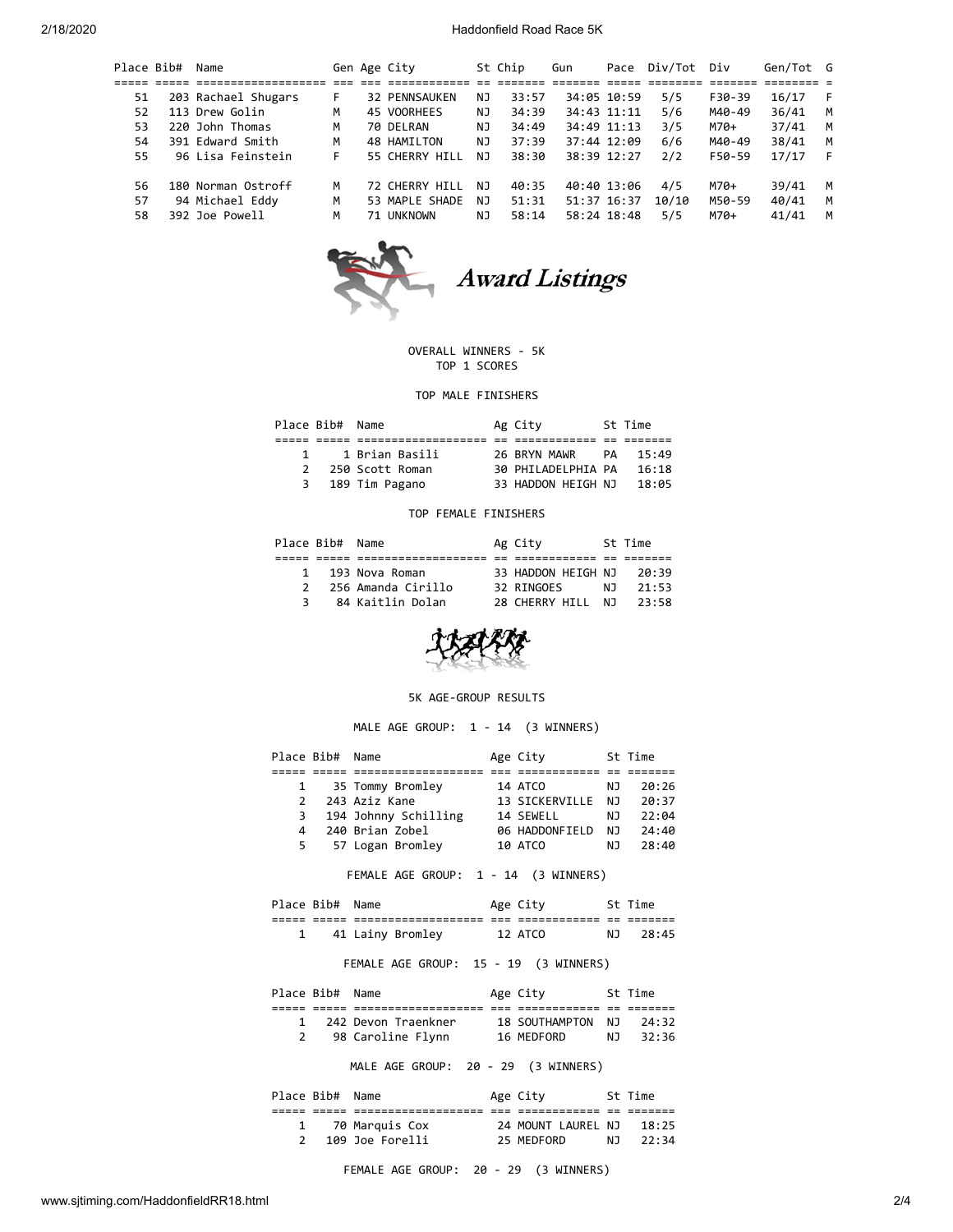| Place | Bib# | Name | Gen | Age | City | St | Chip | Gun | Pace | Div/Tot | Div | Gen/Tot | G |
|---|---|---|---|---|---|---|---|---|---|---|---|---|---|
| 51 | 203 | Rachael Shugars | F | 32 | PENNSAUKEN | NJ | 33:57 | 34:05 | 10:59 | 5/5 | F30-39 | 16/17 | F |
| 52 | 113 | Drew Golin | M | 45 | VOORHEES | NJ | 34:39 | 34:43 | 11:11 | 5/6 | M40-49 | 36/41 | M |
| 53 | 220 | John Thomas | M | 70 | DELRAN | NJ | 34:49 | 34:49 | 11:13 | 3/5 | M70+ | 37/41 | M |
| 54 | 391 | Edward Smith | M | 48 | HAMILTON | NJ | 37:39 | 37:44 | 12:09 | 6/6 | M40-49 | 38/41 | M |
| 55 | 96 | Lisa Feinstein | F | 55 | CHERRY HILL | NJ | 38:30 | 38:39 | 12:27 | 2/2 | F50-59 | 17/17 | F |
| 56 | 180 | Norman Ostroff | M | 72 | CHERRY HILL | NJ | 40:35 | 40:40 | 13:06 | 4/5 | M70+ | 39/41 | M |
| 57 | 94 | Michael Eddy | M | 53 | MAPLE SHADE | NJ | 51:31 | 51:37 | 16:37 | 10/10 | M50-59 | 40/41 | M |
| 58 | 392 | Joe Powell | M | 71 | UNKNOWN | NJ | 58:14 | 58:24 | 18:48 | 5/5 | M70+ | 41/41 | M |

# Award Listings

OVERALL WINNERS - 5K
TOP 1 SCORES

### TOP MALE FINISHERS

| Place | Bib# | Name | Ag | City | St | Time |
|---|---|---|---|---|---|---|
| 1 | 1 | Brian Basili | 26 | BRYN MAWR | PA | 15:49 |
| 2 | 250 | Scott Roman | 30 | PHILADELPHIA | PA | 16:18 |
| 3 | 189 | Tim Pagano | 33 | HADDON HEIGH | NJ | 18:05 |

### TOP FEMALE FINISHERS

| Place | Bib# | Name | Ag | City | St | Time |
|---|---|---|---|---|---|---|
| 1 | 193 | Nova Roman | 33 | HADDON HEIGH | NJ | 20:39 |
| 2 | 256 | Amanda Cirillo | 32 | RINGOES | NJ | 21:53 |
| 3 | 84 | Kaitlin Dolan | 28 | CHERRY HILL | NJ | 23:58 |

## 5K AGE-GROUP RESULTS

### MALE AGE GROUP: 1 - 14 (3 WINNERS)

| Place | Bib# | Name | Age | City | St | Time |
|---|---|---|---|---|---|---|
| 1 | 35 | Tommy Bromley | 14 | ATCO | NJ | 20:26 |
| 2 | 243 | Aziz Kane | 13 | SICKERVILLE | NJ | 20:37 |
| 3 | 194 | Johnny Schilling | 14 | SEWELL | NJ | 22:04 |
| 4 | 240 | Brian Zobel | 06 | HADDONFIELD | NJ | 24:40 |
| 5 | 57 | Logan Bromley | 10 | ATCO | NJ | 28:40 |

### FEMALE AGE GROUP: 1 - 14 (3 WINNERS)

| Place | Bib# | Name | Age | City | St | Time |
|---|---|---|---|---|---|---|
| 1 | 41 | Lainy Bromley | 12 | ATCO | NJ | 28:45 |

### FEMALE AGE GROUP: 15 - 19 (3 WINNERS)

| Place | Bib# | Name | Age | City | St | Time |
|---|---|---|---|---|---|---|
| 1 | 242 | Devon Traenkner | 18 | SOUTHAMPTON | NJ | 24:32 |
| 2 | 98 | Caroline Flynn | 16 | MEDFORD | NJ | 32:36 |

### MALE AGE GROUP: 20 - 29 (3 WINNERS)

| Place | Bib# | Name | Age | City | St | Time |
|---|---|---|---|---|---|---|
| 1 | 70 | Marquis Cox | 24 | MOUNT LAUREL | NJ | 18:25 |
| 2 | 109 | Joe Forelli | 25 | MEDFORD | NJ | 22:34 |

### FEMALE AGE GROUP: 20 - 29 (3 WINNERS)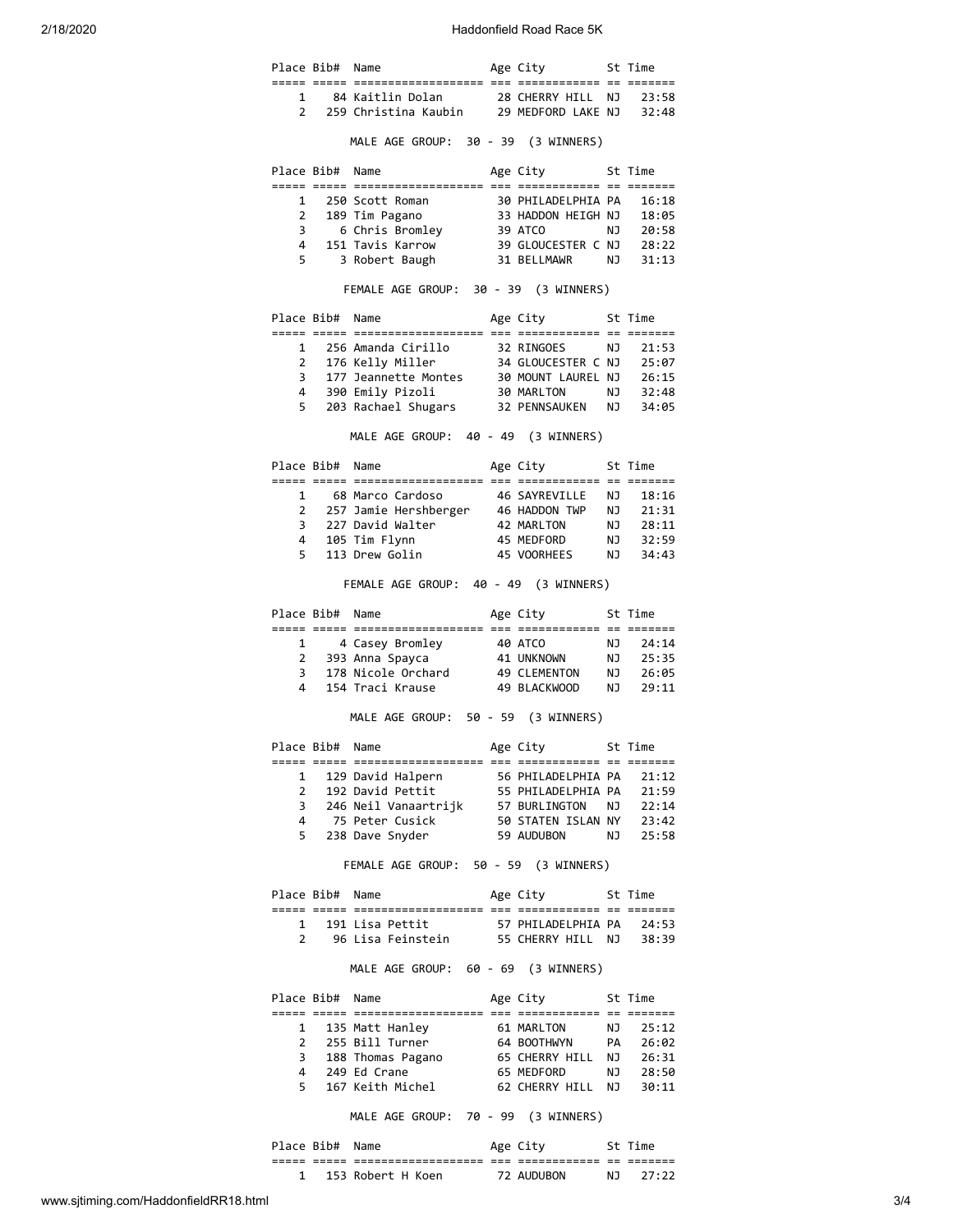| Place | Bib# | Name | Age | City | St | Time |
|---|---|---|---|---|---|---|
| 1 | 84 | Kaitlin Dolan | 28 | CHERRY HILL | NJ | 23:58 |
| 2 | 259 | Christina Kaubin | 29 | MEDFORD LAKE | NJ | 32:48 |

MALE AGE GROUP: 30 - 39 (3 WINNERS)

| Place | Bib# | Name | Age | City | St | Time |
|---|---|---|---|---|---|---|
| 1 | 250 | Scott Roman | 30 | PHILADELPHIA | PA | 16:18 |
| 2 | 189 | Tim Pagano | 33 | HADDON HEIGH | NJ | 18:05 |
| 3 | 6 | Chris Bromley | 39 | ATCO | NJ | 20:58 |
| 4 | 151 | Tavis Karrow | 39 | GLOUCESTER C | NJ | 28:22 |
| 5 | 3 | Robert Baugh | 31 | BELLMAWR | NJ | 31:13 |

FEMALE AGE GROUP: 30 - 39 (3 WINNERS)

| Place | Bib# | Name | Age | City | St | Time |
|---|---|---|---|---|---|---|
| 1 | 256 | Amanda Cirillo | 32 | RINGOES | NJ | 21:53 |
| 2 | 176 | Kelly Miller | 34 | GLOUCESTER C | NJ | 25:07 |
| 3 | 177 | Jeannette Montes | 30 | MOUNT LAUREL | NJ | 26:15 |
| 4 | 390 | Emily Pizoli | 30 | MARLTON | NJ | 32:48 |
| 5 | 203 | Rachael Shugars | 32 | PENNSAUKEN | NJ | 34:05 |

MALE AGE GROUP: 40 - 49 (3 WINNERS)

| Place | Bib# | Name | Age | City | St | Time |
|---|---|---|---|---|---|---|
| 1 | 68 | Marco Cardoso | 46 | SAYREVILLE | NJ | 18:16 |
| 2 | 257 | Jamie Hershberger | 46 | HADDON TWP | NJ | 21:31 |
| 3 | 227 | David Walter | 42 | MARLTON | NJ | 28:11 |
| 4 | 105 | Tim Flynn | 45 | MEDFORD | NJ | 32:59 |
| 5 | 113 | Drew Golin | 45 | VOORHEES | NJ | 34:43 |

FEMALE AGE GROUP: 40 - 49 (3 WINNERS)

| Place | Bib# | Name | Age | City | St | Time |
|---|---|---|---|---|---|---|
| 1 | 4 | Casey Bromley | 40 | ATCO | NJ | 24:14 |
| 2 | 393 | Anna Spayca | 41 | UNKNOWN | NJ | 25:35 |
| 3 | 178 | Nicole Orchard | 49 | CLEMENTON | NJ | 26:05 |
| 4 | 154 | Traci Krause | 49 | BLACKWOOD | NJ | 29:11 |

MALE AGE GROUP: 50 - 59 (3 WINNERS)

| Place | Bib# | Name | Age | City | St | Time |
|---|---|---|---|---|---|---|
| 1 | 129 | David Halpern | 56 | PHILADELPHIA | PA | 21:12 |
| 2 | 192 | David Pettit | 55 | PHILADELPHIA | PA | 21:59 |
| 3 | 246 | Neil Vanaartrijk | 57 | BURLINGTON | NJ | 22:14 |
| 4 | 75 | Peter Cusick | 50 | STATEN ISLAN | NY | 23:42 |
| 5 | 238 | Dave Snyder | 59 | AUDUBON | NJ | 25:58 |

FEMALE AGE GROUP: 50 - 59 (3 WINNERS)

| Place | Bib# | Name | Age | City | St | Time |
|---|---|---|---|---|---|---|
| 1 | 191 | Lisa Pettit | 57 | PHILADELPHIA | PA | 24:53 |
| 2 | 96 | Lisa Feinstein | 55 | CHERRY HILL | NJ | 38:39 |

MALE AGE GROUP: 60 - 69 (3 WINNERS)

| Place | Bib# | Name | Age | City | St | Time |
|---|---|---|---|---|---|---|
| 1 | 135 | Matt Hanley | 61 | MARLTON | NJ | 25:12 |
| 2 | 255 | Bill Turner | 64 | BOOTHWYN | PA | 26:02 |
| 3 | 188 | Thomas Pagano | 65 | CHERRY HILL | NJ | 26:31 |
| 4 | 249 | Ed Crane | 65 | MEDFORD | NJ | 28:50 |
| 5 | 167 | Keith Michel | 62 | CHERRY HILL | NJ | 30:11 |

MALE AGE GROUP: 70 - 99 (3 WINNERS)

| Place | Bib# | Name | Age | City | St | Time |
|---|---|---|---|---|---|---|
| 1 | 153 | Robert H Koen | 72 | AUDUBON | NJ | 27:22 |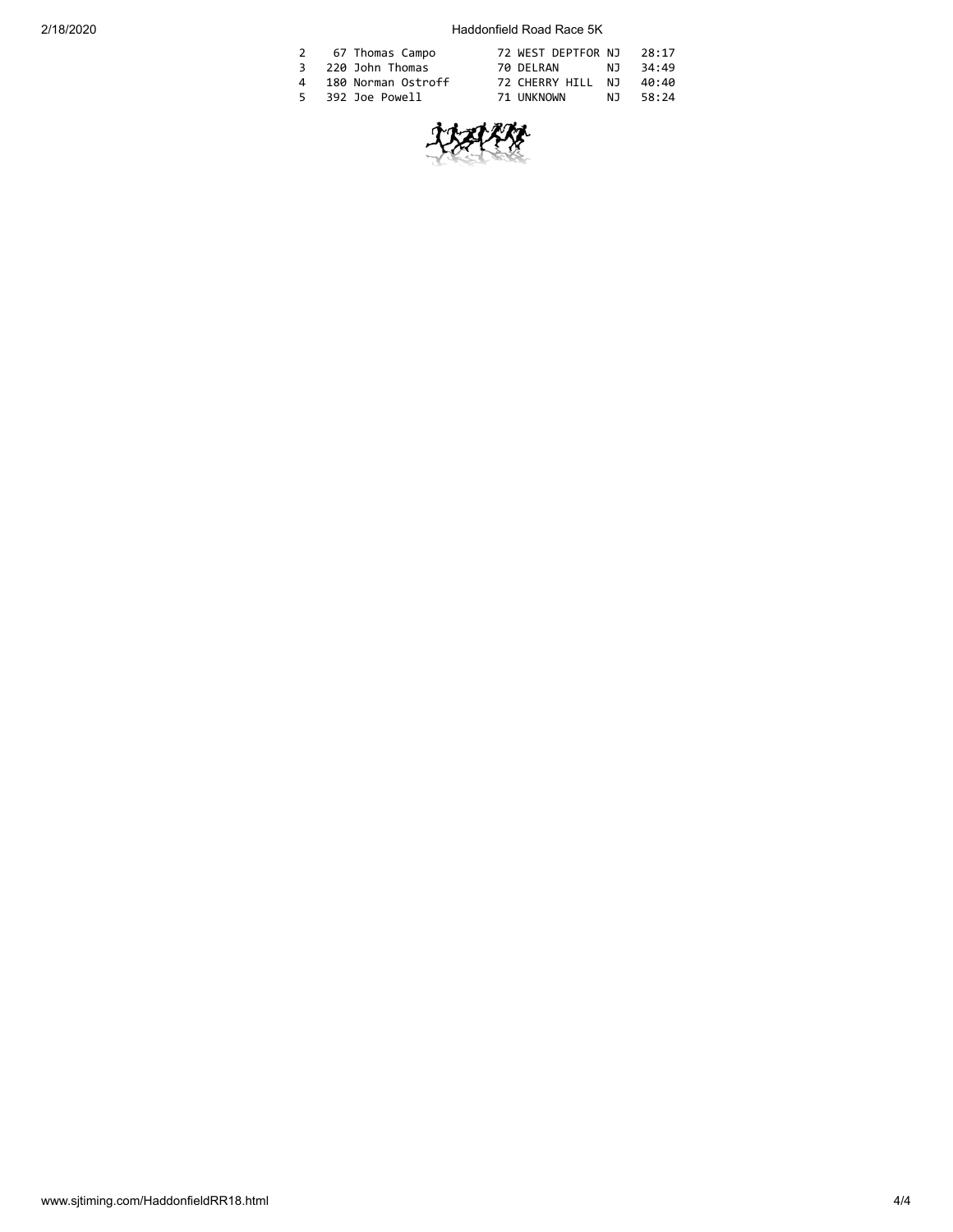| | | | | | | |
|---|---|---|---|---|---|---|
| 2 | 67 | Thomas Campo | 72 | WEST DEPTFOR | NJ | 28:17 |
| 3 | 220 | John Thomas | 70 | DELRAN | NJ | 34:49 |
| 4 | 180 | Norman Ostroff | 72 | CHERRY HILL | NJ | 40:40 |
| 5 | 392 | Joe Powell | 71 | UNKNOWN | NJ | 58:24 |